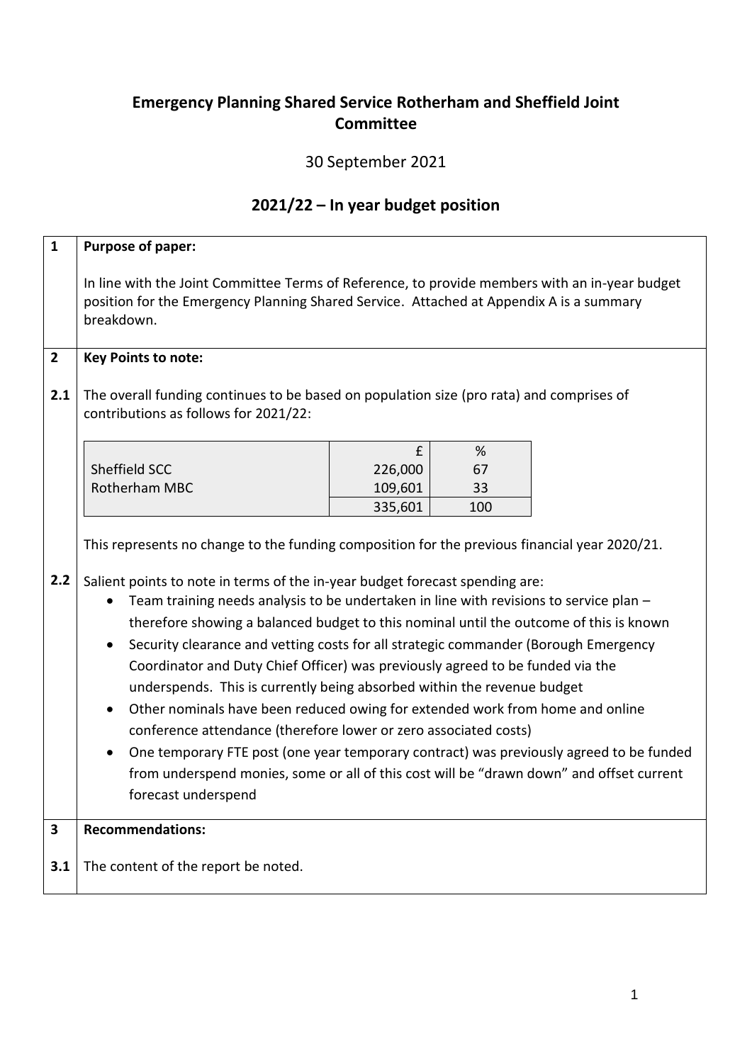# Emergency Planning Shared Service Rotherham and Sheffield Joint Committee

30 September 2021

## 2021/22 – In year budget position

**1 Purpose of paper:**

In line with the Joint Committee Terms of Reference, to provide members with an in-year budget position for the Emergency Planning Shared Service. Attached at Appendix A is a summary breakdown.

**2 Key Points to note:**

**2.1** The overall funding continues to be based on population size (pro rata) and comprises of contributions as follows for 2021/22:

| | £ | % |
|---|---|---|
| Sheffield SCC | 226,000 | 67 |
| Rotherham MBC | 109,601 | 33 |
| | 335,601 | 100 |

This represents no change to the funding composition for the previous financial year 2020/21.

**2.2** Salient points to note in terms of the in-year budget forecast spending are:

- Team training needs analysis to be undertaken in line with revisions to service plan – therefore showing a balanced budget to this nominal until the outcome of this is known
- Security clearance and vetting costs for all strategic commander (Borough Emergency Coordinator and Duty Chief Officer) was previously agreed to be funded via the underspends. This is currently being absorbed within the revenue budget
- Other nominals have been reduced owing for extended work from home and online conference attendance (therefore lower or zero associated costs)
- One temporary FTE post (one year temporary contract) was previously agreed to be funded from underspend monies, some or all of this cost will be "drawn down" and offset current forecast underspend

**3 Recommendations:**

**3.1** The content of the report be noted.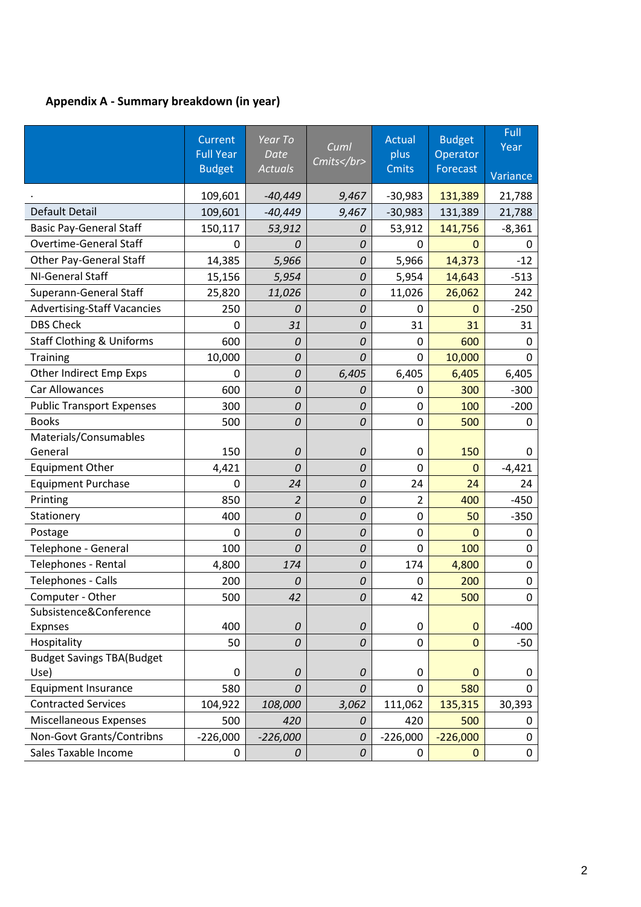**Appendix A - Summary breakdown (in year)**

| | Current Full Year Budget | *Year To Date Actuals* | *Cuml Cmits</br>* | Actual plus Cmits | Budget Operator Forecast | Full Year Variance |
|---|---|---|---|---|---|---|
| . | 109,601 | *-40,449* | *9,467* | -30,983 | 131,389 | 21,788 |
| Default Detail | 109,601 | *-40,449* | *9,467* | -30,983 | 131,389 | 21,788 |
| Basic Pay-General Staff | 150,117 | *53,912* | *0* | 53,912 | 141,756 | -8,361 |
| Overtime-General Staff | 0 | *0* | *0* | 0 | 0 | 0 |
| Other Pay-General Staff | 14,385 | *5,966* | *0* | 5,966 | 14,373 | -12 |
| NI-General Staff | 15,156 | *5,954* | *0* | 5,954 | 14,643 | -513 |
| Superann-General Staff | 25,820 | *11,026* | *0* | 11,026 | 26,062 | 242 |
| Advertising-Staff Vacancies | 250 | *0* | *0* | 0 | 0 | -250 |
| DBS Check | 0 | *31* | *0* | 31 | 31 | 31 |
| Staff Clothing & Uniforms | 600 | *0* | *0* | 0 | 600 | 0 |
| Training | 10,000 | *0* | *0* | 0 | 10,000 | 0 |
| Other Indirect Emp Exps | 0 | *0* | *6,405* | 6,405 | 6,405 | 6,405 |
| Car Allowances | 600 | *0* | *0* | 0 | 300 | -300 |
| Public Transport Expenses | 300 | *0* | *0* | 0 | 100 | -200 |
| Books | 500 | *0* | *0* | 0 | 500 | 0 |
| Materials/Consumables General | 150 | *0* | *0* | 0 | 150 | 0 |
| Equipment Other | 4,421 | *0* | *0* | 0 | 0 | -4,421 |
| Equipment Purchase | 0 | *24* | *0* | 24 | 24 | 24 |
| Printing | 850 | *2* | *0* | 2 | 400 | -450 |
| Stationery | 400 | *0* | *0* | 0 | 50 | -350 |
| Postage | 0 | *0* | *0* | 0 | 0 | 0 |
| Telephone - General | 100 | *0* | *0* | 0 | 100 | 0 |
| Telephones - Rental | 4,800 | *174* | *0* | 174 | 4,800 | 0 |
| Telephones - Calls | 200 | *0* | *0* | 0 | 200 | 0 |
| Computer - Other | 500 | *42* | *0* | 42 | 500 | 0 |
| Subsistence&Conference Expnses | 400 | *0* | *0* | 0 | 0 | -400 |
| Hospitality | 50 | *0* | *0* | 0 | 0 | -50 |
| Budget Savings TBA(Budget Use) | 0 | *0* | *0* | 0 | 0 | 0 |
| Equipment Insurance | 580 | *0* | *0* | 0 | 580 | 0 |
| Contracted Services | 104,922 | *108,000* | *3,062* | 111,062 | 135,315 | 30,393 |
| Miscellaneous Expenses | 500 | *420* | *0* | 420 | 500 | 0 |
| Non-Govt Grants/Contribns | -226,000 | *-226,000* | *0* | -226,000 | -226,000 | 0 |
| Sales Taxable Income | 0 | *0* | *0* | 0 | 0 | 0 |